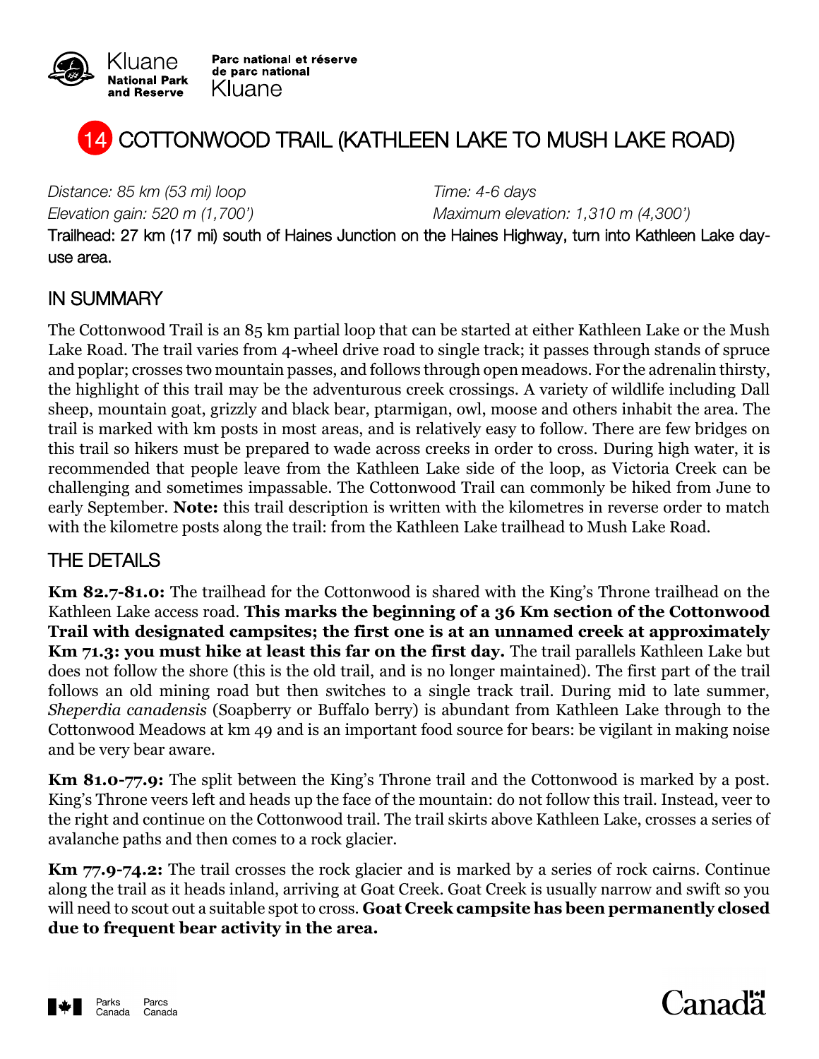Kluane National Park and Reserve

Parc national et réserve de parc national Kluane

# 14 COTTONWOOD TRAIL (KATHLEEN LAKE TO MUSH LAKE ROAD)

*Distance: 85 km (53 mi) loop* *Time: 4-6 days*
*Elevation gain: 520 m (1,700')* *Maximum elevation: 1,310 m (4,300')*
Trailhead: 27 km (17 mi) south of Haines Junction on the Haines Highway, turn into Kathleen Lake day-use area.

## IN SUMMARY

The Cottonwood Trail is an 85 km partial loop that can be started at either Kathleen Lake or the Mush Lake Road. The trail varies from 4-wheel drive road to single track; it passes through stands of spruce and poplar; crosses two mountain passes, and follows through open meadows. For the adrenalin thirsty, the highlight of this trail may be the adventurous creek crossings. A variety of wildlife including Dall sheep, mountain goat, grizzly and black bear, ptarmigan, owl, moose and others inhabit the area. The trail is marked with km posts in most areas, and is relatively easy to follow. There are few bridges on this trail so hikers must be prepared to wade across creeks in order to cross. During high water, it is recommended that people leave from the Kathleen Lake side of the loop, as Victoria Creek can be challenging and sometimes impassable. The Cottonwood Trail can commonly be hiked from June to early September. **Note:** this trail description is written with the kilometres in reverse order to match with the kilometre posts along the trail: from the Kathleen Lake trailhead to Mush Lake Road.

## THE DETAILS

**Km 82.7-81.0:** The trailhead for the Cottonwood is shared with the King's Throne trailhead on the Kathleen Lake access road. **This marks the beginning of a 36 Km section of the Cottonwood Trail with designated campsites; the first one is at an unnamed creek at approximately Km 71.3: you must hike at least this far on the first day.** The trail parallels Kathleen Lake but does not follow the shore (this is the old trail, and is no longer maintained). The first part of the trail follows an old mining road but then switches to a single track trail. During mid to late summer, *Sheperdia canadensis* (Soapberry or Buffalo berry) is abundant from Kathleen Lake through to the Cottonwood Meadows at km 49 and is an important food source for bears: be vigilant in making noise and be very bear aware.

**Km 81.0-77.9:** The split between the King's Throne trail and the Cottonwood is marked by a post. King's Throne veers left and heads up the face of the mountain: do not follow this trail. Instead, veer to the right and continue on the Cottonwood trail. The trail skirts above Kathleen Lake, crosses a series of avalanche paths and then comes to a rock glacier.

**Km 77.9-74.2:** The trail crosses the rock glacier and is marked by a series of rock cairns. Continue along the trail as it heads inland, arriving at Goat Creek. Goat Creek is usually narrow and swift so you will need to scout out a suitable spot to cross. **Goat Creek campsite has been permanently closed due to frequent bear activity in the area.**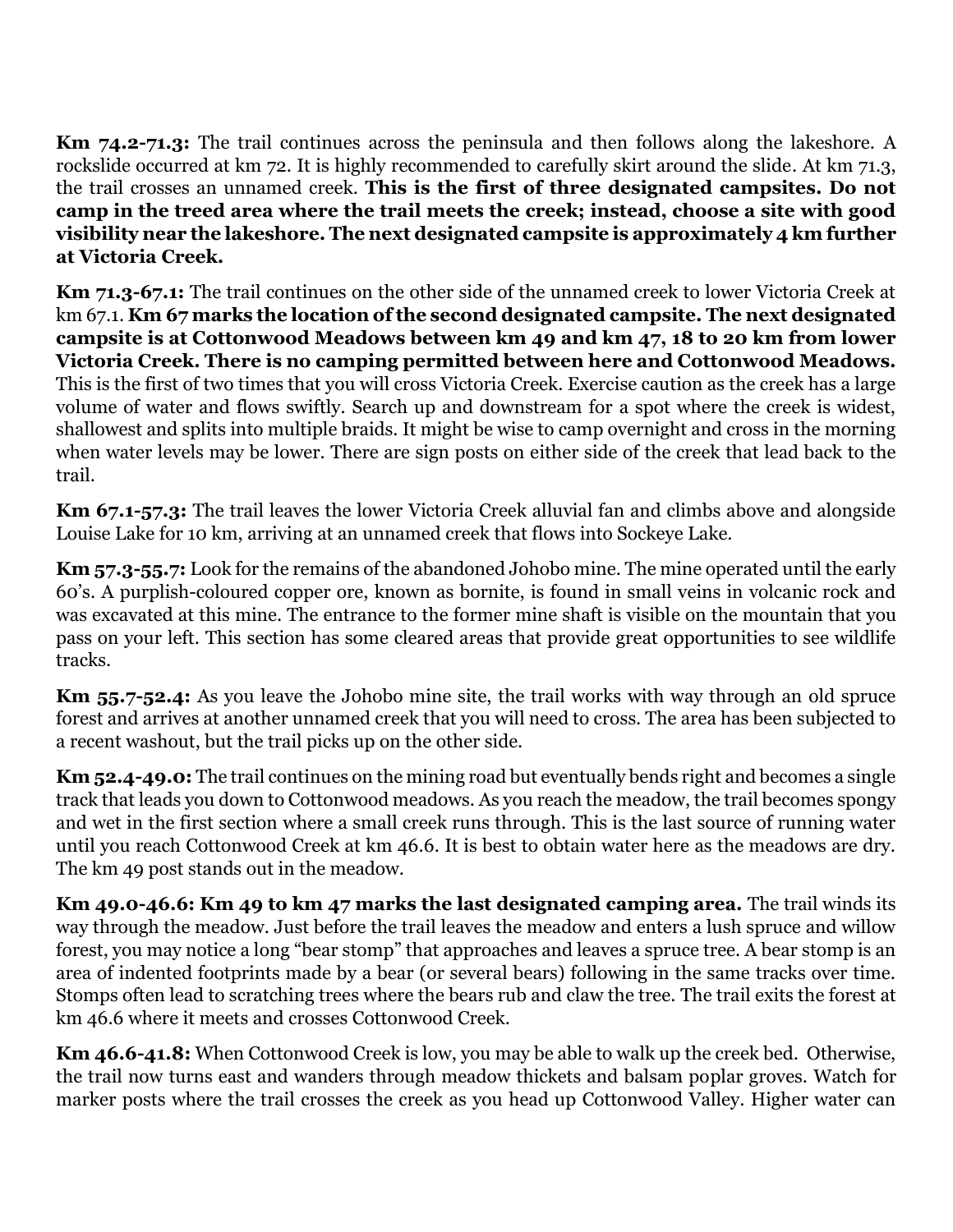**Km 74.2-71.3:** The trail continues across the peninsula and then follows along the lakeshore. A rockslide occurred at km 72. It is highly recommended to carefully skirt around the slide. At km 71.3, the trail crosses an unnamed creek. **This is the first of three designated campsites. Do not camp in the treed area where the trail meets the creek; instead, choose a site with good visibility near the lakeshore. The next designated campsite is approximately 4 km further at Victoria Creek.**

**Km 71.3-67.1:** The trail continues on the other side of the unnamed creek to lower Victoria Creek at km 67.1. **Km 67 marks the location of the second designated campsite. The next designated campsite is at Cottonwood Meadows between km 49 and km 47, 18 to 20 km from lower Victoria Creek. There is no camping permitted between here and Cottonwood Meadows.** This is the first of two times that you will cross Victoria Creek. Exercise caution as the creek has a large volume of water and flows swiftly. Search up and downstream for a spot where the creek is widest, shallowest and splits into multiple braids. It might be wise to camp overnight and cross in the morning when water levels may be lower. There are sign posts on either side of the creek that lead back to the trail.

**Km 67.1-57.3:** The trail leaves the lower Victoria Creek alluvial fan and climbs above and alongside Louise Lake for 10 km, arriving at an unnamed creek that flows into Sockeye Lake.

**Km 57.3-55.7:** Look for the remains of the abandoned Johobo mine. The mine operated until the early 60's. A purplish-coloured copper ore, known as bornite, is found in small veins in volcanic rock and was excavated at this mine. The entrance to the former mine shaft is visible on the mountain that you pass on your left. This section has some cleared areas that provide great opportunities to see wildlife tracks.

**Km 55.7-52.4:** As you leave the Johobo mine site, the trail works with way through an old spruce forest and arrives at another unnamed creek that you will need to cross. The area has been subjected to a recent washout, but the trail picks up on the other side.

**Km 52.4-49.0:** The trail continues on the mining road but eventually bends right and becomes a single track that leads you down to Cottonwood meadows. As you reach the meadow, the trail becomes spongy and wet in the first section where a small creek runs through. This is the last source of running water until you reach Cottonwood Creek at km 46.6. It is best to obtain water here as the meadows are dry. The km 49 post stands out in the meadow.

**Km 49.0-46.6: Km 49 to km 47 marks the last designated camping area.** The trail winds its way through the meadow. Just before the trail leaves the meadow and enters a lush spruce and willow forest, you may notice a long "bear stomp" that approaches and leaves a spruce tree. A bear stomp is an area of indented footprints made by a bear (or several bears) following in the same tracks over time. Stomps often lead to scratching trees where the bears rub and claw the tree. The trail exits the forest at km 46.6 where it meets and crosses Cottonwood Creek.

**Km 46.6-41.8:** When Cottonwood Creek is low, you may be able to walk up the creek bed. Otherwise, the trail now turns east and wanders through meadow thickets and balsam poplar groves. Watch for marker posts where the trail crosses the creek as you head up Cottonwood Valley. Higher water can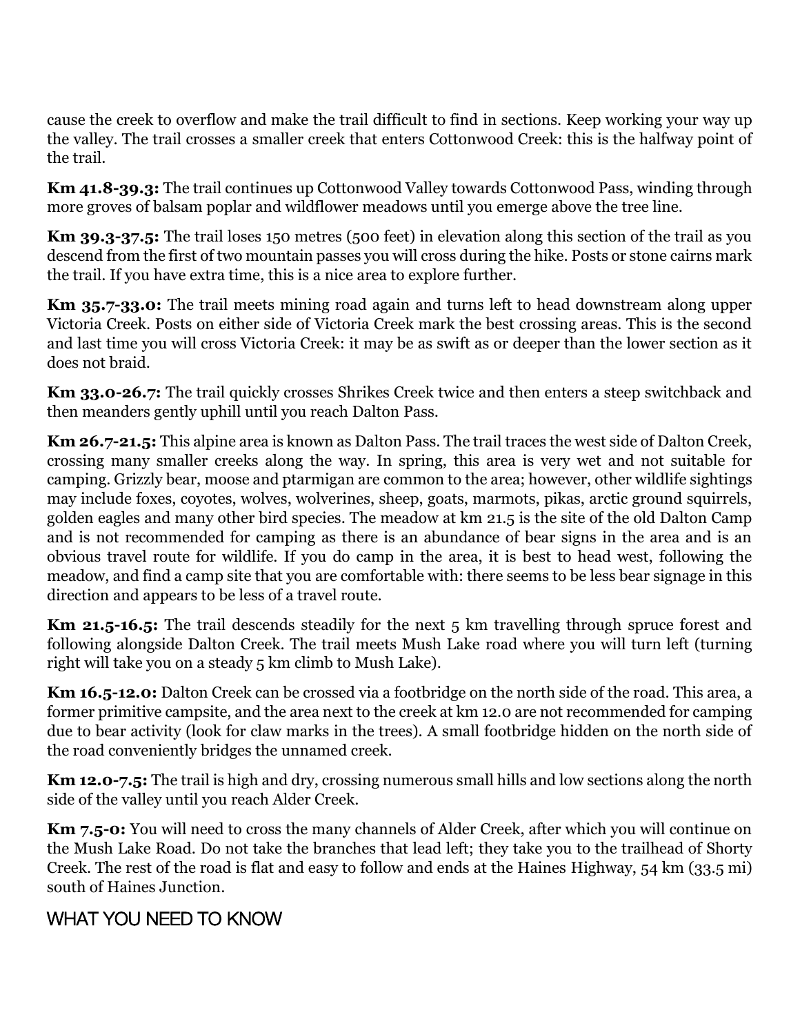cause the creek to overflow and make the trail difficult to find in sections. Keep working your way up the valley. The trail crosses a smaller creek that enters Cottonwood Creek: this is the halfway point of the trail.

**Km 41.8-39.3:** The trail continues up Cottonwood Valley towards Cottonwood Pass, winding through more groves of balsam poplar and wildflower meadows until you emerge above the tree line.

**Km 39.3-37.5:** The trail loses 150 metres (500 feet) in elevation along this section of the trail as you descend from the first of two mountain passes you will cross during the hike. Posts or stone cairns mark the trail. If you have extra time, this is a nice area to explore further.

**Km 35.7-33.0:** The trail meets mining road again and turns left to head downstream along upper Victoria Creek. Posts on either side of Victoria Creek mark the best crossing areas. This is the second and last time you will cross Victoria Creek: it may be as swift as or deeper than the lower section as it does not braid.

**Km 33.0-26.7:** The trail quickly crosses Shrikes Creek twice and then enters a steep switchback and then meanders gently uphill until you reach Dalton Pass.

**Km 26.7-21.5:** This alpine area is known as Dalton Pass. The trail traces the west side of Dalton Creek, crossing many smaller creeks along the way. In spring, this area is very wet and not suitable for camping. Grizzly bear, moose and ptarmigan are common to the area; however, other wildlife sightings may include foxes, coyotes, wolves, wolverines, sheep, goats, marmots, pikas, arctic ground squirrels, golden eagles and many other bird species. The meadow at km 21.5 is the site of the old Dalton Camp and is not recommended for camping as there is an abundance of bear signs in the area and is an obvious travel route for wildlife. If you do camp in the area, it is best to head west, following the meadow, and find a camp site that you are comfortable with: there seems to be less bear signage in this direction and appears to be less of a travel route.

**Km 21.5-16.5:** The trail descends steadily for the next 5 km travelling through spruce forest and following alongside Dalton Creek. The trail meets Mush Lake road where you will turn left (turning right will take you on a steady 5 km climb to Mush Lake).

**Km 16.5-12.0:** Dalton Creek can be crossed via a footbridge on the north side of the road. This area, a former primitive campsite, and the area next to the creek at km 12.0 are not recommended for camping due to bear activity (look for claw marks in the trees). A small footbridge hidden on the north side of the road conveniently bridges the unnamed creek.

**Km 12.0-7.5:** The trail is high and dry, crossing numerous small hills and low sections along the north side of the valley until you reach Alder Creek.

**Km 7.5-0:** You will need to cross the many channels of Alder Creek, after which you will continue on the Mush Lake Road. Do not take the branches that lead left; they take you to the trailhead of Shorty Creek. The rest of the road is flat and easy to follow and ends at the Haines Highway, 54 km (33.5 mi) south of Haines Junction.

## WHAT YOU NEED TO KNOW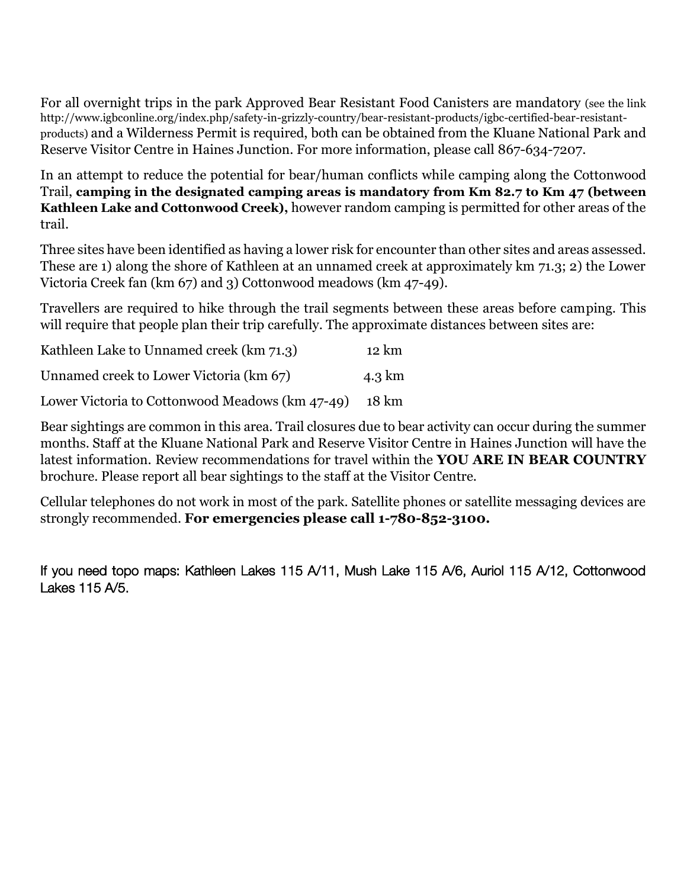For all overnight trips in the park Approved Bear Resistant Food Canisters are mandatory (see the link http://www.igbconline.org/index.php/safety-in-grizzly-country/bear-resistant-products/igbc-certified-bear-resistant-products) and a Wilderness Permit is required, both can be obtained from the Kluane National Park and Reserve Visitor Centre in Haines Junction. For more information, please call 867-634-7207.

In an attempt to reduce the potential for bear/human conflicts while camping along the Cottonwood Trail, **camping in the designated camping areas is mandatory from Km 82.7 to Km 47 (between Kathleen Lake and Cottonwood Creek),** however random camping is permitted for other areas of the trail.

Three sites have been identified as having a lower risk for encounter than other sites and areas assessed. These are 1) along the shore of Kathleen at an unnamed creek at approximately km 71.3; 2) the Lower Victoria Creek fan (km 67) and 3) Cottonwood meadows (km 47-49).

Travellers are required to hike through the trail segments between these areas before camping. This will require that people plan their trip carefully. The approximate distances between sites are:

| | |
|---|---|
| Kathleen Lake to Unnamed creek (km 71.3) | 12 km |
| Unnamed creek to Lower Victoria (km 67) | 4.3 km |
| Lower Victoria to Cottonwood Meadows (km 47-49) | 18 km |

Bear sightings are common in this area. Trail closures due to bear activity can occur during the summer months. Staff at the Kluane National Park and Reserve Visitor Centre in Haines Junction will have the latest information. Review recommendations for travel within the **YOU ARE IN BEAR COUNTRY** brochure. Please report all bear sightings to the staff at the Visitor Centre.

Cellular telephones do not work in most of the park. Satellite phones or satellite messaging devices are strongly recommended. **For emergencies please call 1-780-852-3100.**

If you need topo maps: Kathleen Lakes 115 A/11, Mush Lake 115 A/6, Auriol 115 A/12, Cottonwood Lakes 115 A/5.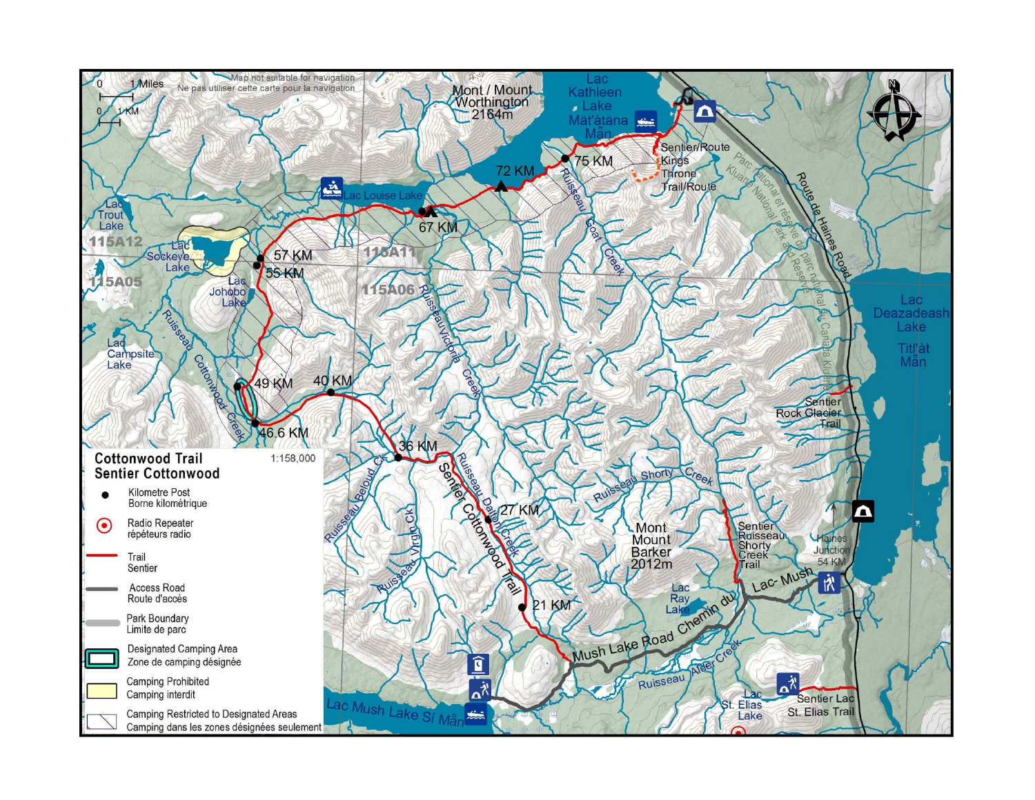Map not suitable for navigation
Ne pas utiliser cette carte pour la navigation

0 1 Miles
0 1 KM

Mont / Mount Worthington 2164m

Lac Kathleen Lake Mät'àtäna Män

72 KM
75 KM
67 KM
57 KM
55 KM
49 KM
40 KM
46.6 KM
36 KM
27 KM
21 KM

Sentier/Route Kings Throne Trail/Route

Lac Louise Lake

Lac Trout Lake

115A12

Lac Sockeye Lake

115A05

115A11

115A06

Lac Johobo Lake

Lac Campsite Lake

Ruisseau Cottonwood Creek

Ruisseau Victoria Creek

Ruisseau Goat Creek

Parc national et réserve de parc national du Canada Kluane
Kluane National Park and Reserve

Route de Haines Road

Lac Dezadeash Lake

Titl'àt Män

Sentier Rock Glacier Trail

Ruisseau Shorty Creek

Sentier Ruisseau Shorty Creek Trail

Haines Junction 54 KM

Lac-Mush

Mont Mount Barker 2012m

Lac Ray Lake

Mush Lake Road Chemin du

Ruisseau Alder Creek

Lac St. Elias Lake

Sentier Lac St. Elias Trail

Lac Mush Lake Sì Män

Ruisseau Beloud Ck

Ruisseau Virgin Ck

Ruisseau Dalton Creek

Sentier Cottonwood Trail

**Cottonwood Trail**
**Sentier Cottonwood**

1:158,000

- Kilometre Post / Borne kilométrique
- Radio Repeater / répéteurs radio
- Trail / Sentier
- Access Road / Route d'accès
- Park Boundary / Limite de parc
- Designated Camping Area / Zone de camping désignée
- Camping Prohibited / Camping interdit
- Camping Restricted to Designated Areas / Camping dans les zones désignées seulement